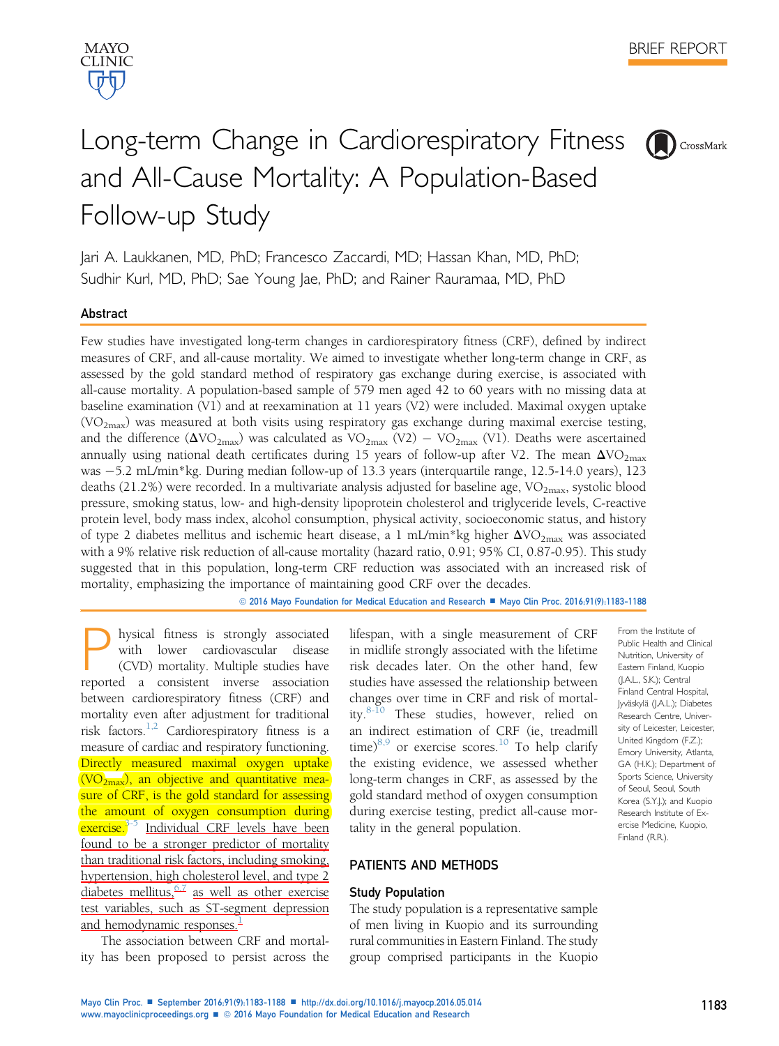BRIEF REPORT

# Long-term Change in Cardiorespiratory Fitness and All-Cause Mortality: A Population-Based Follow-up Study

Jari A. Laukkanen, MD, PhD; Francesco Zaccardi, MD; Hassan Khan, MD, PhD; Sudhir Kurl, MD, PhD; Sae Young Jae, PhD; and Rainer Rauramaa, MD, PhD

## Abstract

Few studies have investigated long-term changes in cardiorespiratory fitness (CRF), defined by indirect measures of CRF, and all-cause mortality. We aimed to investigate whether long-term change in CRF, as assessed by the gold standard method of respiratory gas exchange during exercise, is associated with all-cause mortality. A population-based sample of 579 men aged 42 to 60 years with no missing data at baseline examination (V1) and at reexamination at 11 years (V2) were included. Maximal oxygen uptake ($VO_{2max}$) was measured at both visits using respiratory gas exchange during maximal exercise testing, and the difference ($\Delta VO_{2max}$) was calculated as $VO_{2max}$ (V2) − $VO_{2max}$ (V1). Deaths were ascertained annually using national death certificates during 15 years of follow-up after V2. The mean $\Delta VO_{2max}$ was −5.2 mL/min*kg. During median follow-up of 13.3 years (interquartile range, 12.5-14.0 years), 123 deaths (21.2%) were recorded. In a multivariate analysis adjusted for baseline age, $VO_{2max}$, systolic blood pressure, smoking status, low- and high-density lipoprotein cholesterol and triglyceride levels, C-reactive protein level, body mass index, alcohol consumption, physical activity, socioeconomic status, and history of type 2 diabetes mellitus and ischemic heart disease, a 1 mL/min*kg higher $\Delta VO_{2max}$ was associated with a 9% relative risk reduction of all-cause mortality (hazard ratio, 0.91; 95% CI, 0.87-0.95). This study suggested that in this population, long-term CRF reduction was associated with an increased risk of mortality, emphasizing the importance of maintaining good CRF over the decades.

© 2016 Mayo Foundation for Medical Education and Research ■ Mayo Clin Proc. 2016;91(9):1183-1188

From the Institute of Public Health and Clinical Nutrition, University of Eastern Finland, Kuopio (J.A.L., S.K.); Central Finland Central Hospital, Jyväskylä (J.A.L.); Diabetes Research Centre, University of Leicester, Leicester, United Kingdom (F.Z.); Emory University, Atlanta, GA (H.K.); Department of Sports Science, University of Seoul, Seoul, South Korea (S.Y.J.); and Kuopio Research Institute of Exercise Medicine, Kuopio, Finland (R.R.).

Physical fitness is strongly associated with lower cardiovascular disease (CVD) mortality. Multiple studies have reported a consistent inverse association between cardiorespiratory fitness (CRF) and mortality even after adjustment for traditional risk factors.[1,2] Cardiorespiratory fitness is a measure of cardiac and respiratory functioning. Directly measured maximal oxygen uptake ($VO_{2max}$), an objective and quantitative measure of CRF, is the gold standard for assessing the amount of oxygen consumption during exercise.[3-5] Individual CRF levels have been found to be a stronger predictor of mortality than traditional risk factors, including smoking, hypertension, high cholesterol level, and type 2 diabetes mellitus,[6,7] as well as other exercise test variables, such as ST-segment depression and hemodynamic responses.[1]

The association between CRF and mortality has been proposed to persist across the lifespan, with a single measurement of CRF in midlife strongly associated with the lifetime risk decades later. On the other hand, few studies have assessed the relationship between changes over time in CRF and risk of mortality.[8-10] These studies, however, relied on an indirect estimation of CRF (ie, treadmill time)[8,9] or exercise scores.[10] To help clarify the existing evidence, we assessed whether long-term changes in CRF, as assessed by the gold standard method of oxygen consumption during exercise testing, predict all-cause mortality in the general population.

## PATIENTS AND METHODS

### Study Population

The study population is a representative sample of men living in Kuopio and its surrounding rural communities in Eastern Finland. The study group comprised participants in the Kuopio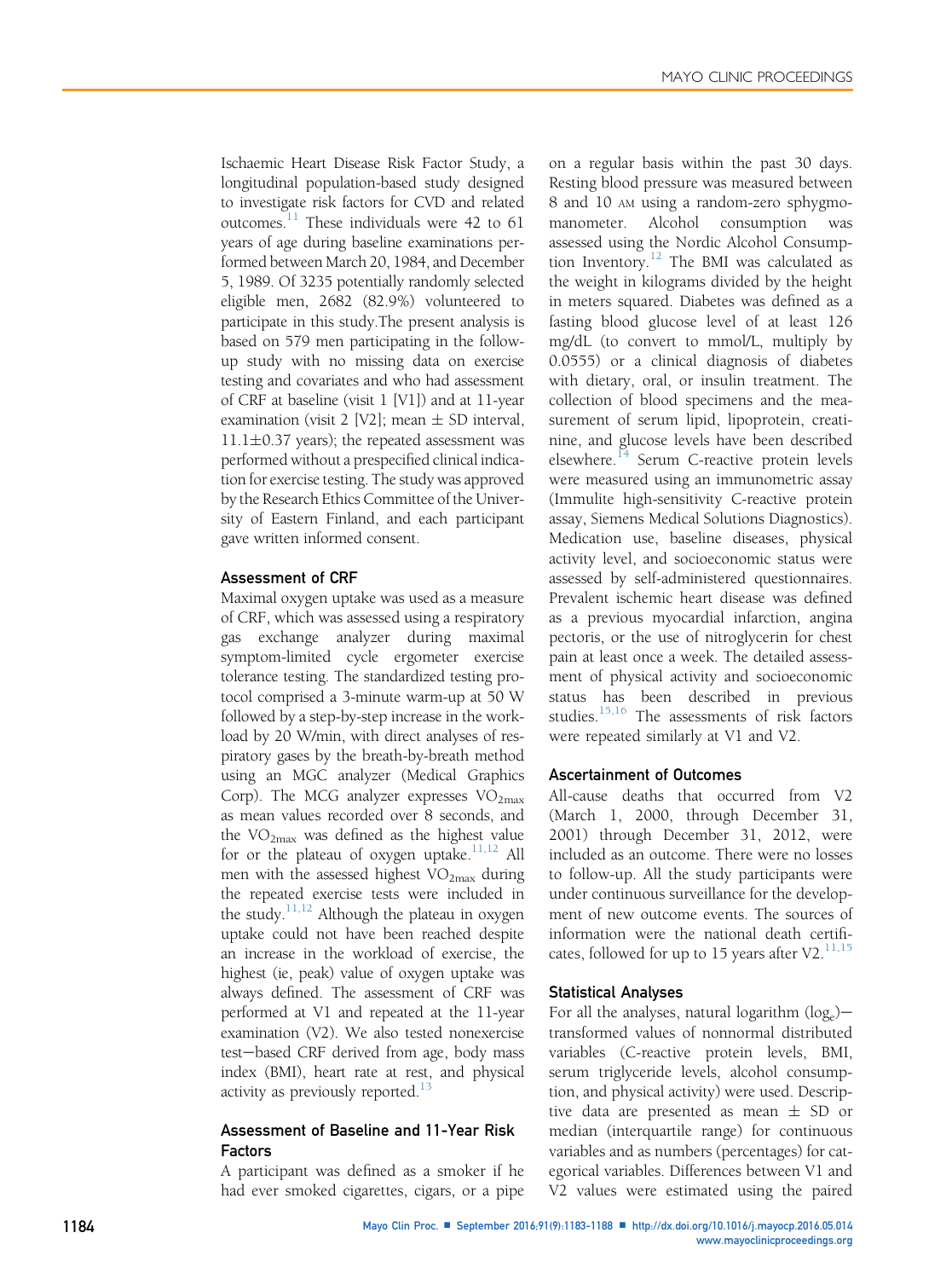Ischaemic Heart Disease Risk Factor Study, a longitudinal population-based study designed to investigate risk factors for CVD and related outcomes.[11] These individuals were 42 to 61 years of age during baseline examinations performed between March 20, 1984, and December 5, 1989. Of 3235 potentially randomly selected eligible men, 2682 (82.9%) volunteered to participate in this study.The present analysis is based on 579 men participating in the follow-up study with no missing data on exercise testing and covariates and who had assessment of CRF at baseline (visit 1 [V1]) and at 11-year examination (visit 2 [V2]; mean ± SD interval, 11.1±0.37 years); the repeated assessment was performed without a prespecified clinical indication for exercise testing. The study was approved by the Research Ethics Committee of the University of Eastern Finland, and each participant gave written informed consent.

### Assessment of CRF

Maximal oxygen uptake was used as a measure of CRF, which was assessed using a respiratory gas exchange analyzer during maximal symptom-limited cycle ergometer exercise tolerance testing. The standardized testing protocol comprised a 3-minute warm-up at 50 W followed by a step-by-step increase in the workload by 20 W/min, with direct analyses of respiratory gases by the breath-by-breath method using an MGC analyzer (Medical Graphics Corp). The MCG analyzer expresses $VO_{2max}$ as mean values recorded over 8 seconds, and the $VO_{2max}$ was defined as the highest value for or the plateau of oxygen uptake.[11,12] All men with the assessed highest $VO_{2max}$ during the repeated exercise tests were included in the study.[11,12] Although the plateau in oxygen uptake could not have been reached despite an increase in the workload of exercise, the highest (ie, peak) value of oxygen uptake was always defined. The assessment of CRF was performed at V1 and repeated at the 11-year examination (V2). We also tested nonexercise test−based CRF derived from age, body mass index (BMI), heart rate at rest, and physical activity as previously reported.[13]

### Assessment of Baseline and 11-Year Risk Factors

A participant was defined as a smoker if he had ever smoked cigarettes, cigars, or a pipe on a regular basis within the past 30 days. Resting blood pressure was measured between 8 and 10 AM using a random-zero sphygmomanometer. Alcohol consumption was assessed using the Nordic Alcohol Consumption Inventory.[12] The BMI was calculated as the weight in kilograms divided by the height in meters squared. Diabetes was defined as a fasting blood glucose level of at least 126 mg/dL (to convert to mmol/L, multiply by 0.0555) or a clinical diagnosis of diabetes with dietary, oral, or insulin treatment. The collection of blood specimens and the measurement of serum lipid, lipoprotein, creatinine, and glucose levels have been described elsewhere.[14] Serum C-reactive protein levels were measured using an immunometric assay (Immulite high-sensitivity C-reactive protein assay, Siemens Medical Solutions Diagnostics). Medication use, baseline diseases, physical activity level, and socioeconomic status were assessed by self-administered questionnaires. Prevalent ischemic heart disease was defined as a previous myocardial infarction, angina pectoris, or the use of nitroglycerin for chest pain at least once a week. The detailed assessment of physical activity and socioeconomic status has been described in previous studies.[15,16] The assessments of risk factors were repeated similarly at V1 and V2.

### Ascertainment of Outcomes

All-cause deaths that occurred from V2 (March 1, 2000, through December 31, 2001) through December 31, 2012, were included as an outcome. There were no losses to follow-up. All the study participants were under continuous surveillance for the development of new outcome events. The sources of information were the national death certificates, followed for up to 15 years after V2.[11,15]

### Statistical Analyses

For all the analyses, natural logarithm ($\log_e$)−transformed values of nonnormal distributed variables (C-reactive protein levels, BMI, serum triglyceride levels, alcohol consumption, and physical activity) were used. Descriptive data are presented as mean ± SD or median (interquartile range) for continuous variables and as numbers (percentages) for categorical variables. Differences between V1 and V2 values were estimated using the paired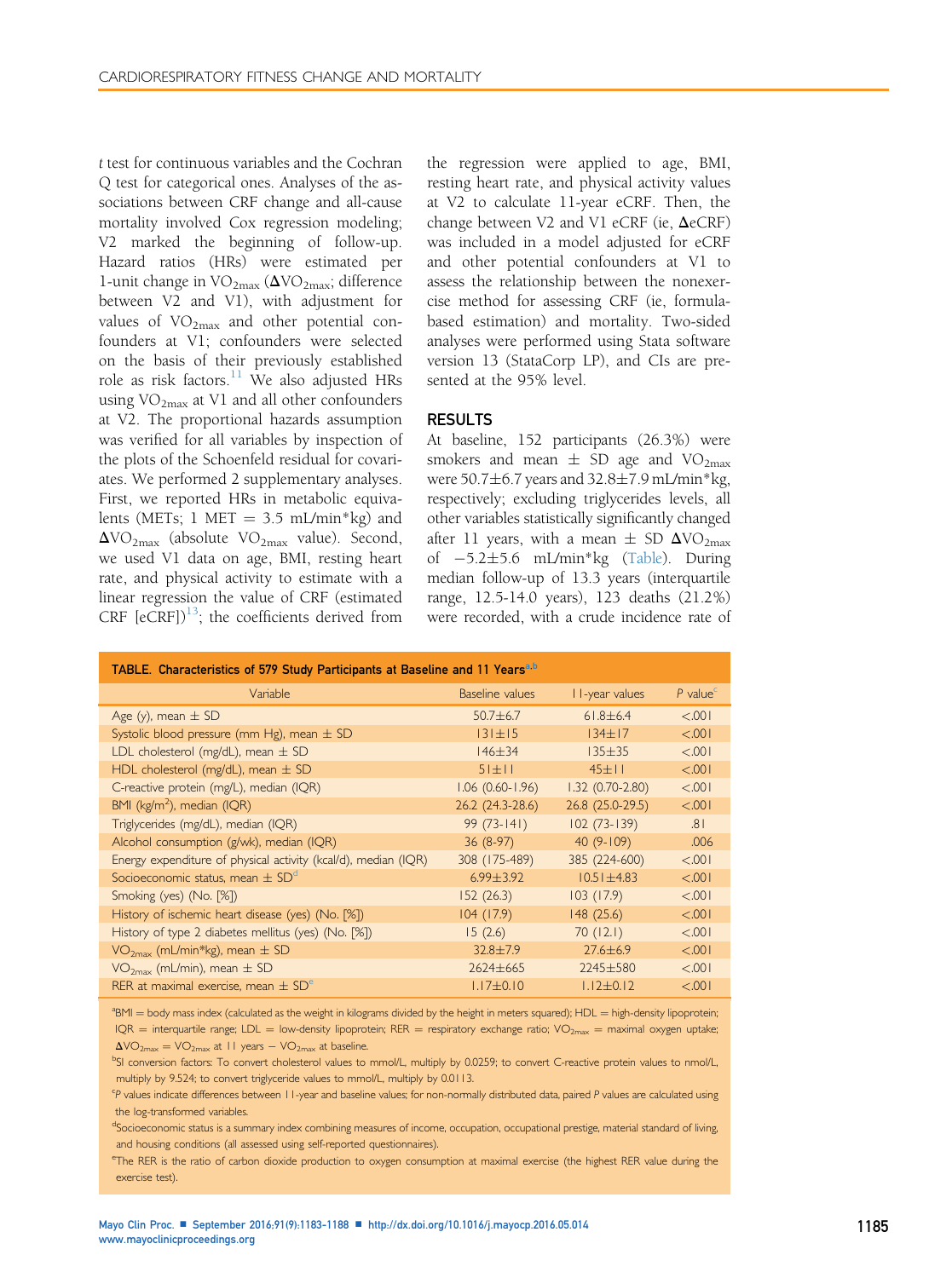*t* test for continuous variables and the Cochran Q test for categorical ones. Analyses of the associations between CRF change and all-cause mortality involved Cox regression modeling; V2 marked the beginning of follow-up. Hazard ratios (HRs) were estimated per 1-unit change in $VO_{2max}$ ($\Delta VO_{2max}$; difference between V2 and V1), with adjustment for values of $VO_{2max}$ and other potential confounders at V1; confounders were selected on the basis of their previously established role as risk factors.[11] We also adjusted HRs using $VO_{2max}$ at V1 and all other confounders at V2. The proportional hazards assumption was verified for all variables by inspection of the plots of the Schoenfeld residual for covariates. We performed 2 supplementary analyses. First, we reported HRs in metabolic equivalents (METs; 1 MET = 3.5 mL/min*kg) and $\Delta VO_{2max}$ (absolute $VO_{2max}$ value). Second, we used V1 data on age, BMI, resting heart rate, and physical activity to estimate with a linear regression the value of CRF (estimated CRF [eCRF])[13]; the coefficients derived from the regression were applied to age, BMI, resting heart rate, and physical activity values at V2 to calculate 11-year eCRF. Then, the change between V2 and V1 eCRF (ie, ΔeCRF) was included in a model adjusted for eCRF and other potential confounders at V1 to assess the relationship between the nonexercise method for assessing CRF (ie, formula-based estimation) and mortality. Two-sided analyses were performed using Stata software version 13 (StataCorp LP), and CIs are presented at the 95% level.

## RESULTS

At baseline, 152 participants (26.3%) were smokers and mean ± SD age and $VO_{2max}$ were 50.7±6.7 years and 32.8±7.9 mL/min*kg, respectively; excluding triglycerides levels, all other variables statistically significantly changed after 11 years, with a mean ± SD $\Delta VO_{2max}$ of −5.2±5.6 mL/min*kg (Table). During median follow-up of 13.3 years (interquartile range, 12.5-14.0 years), 123 deaths (21.2%) were recorded, with a crude incidence rate of

**TABLE. Characteristics of 579 Study Participants at Baseline and 11 Years[a,b]**

| Variable | Baseline values | 11-year values | *P* value[c] |
|---|---|---|---|
| Age (y), mean ± SD | 50.7±6.7 | 61.8±6.4 | <.001 |
| Systolic blood pressure (mm Hg), mean ± SD | 131±15 | 134±17 | <.001 |
| LDL cholesterol (mg/dL), mean ± SD | 146±34 | 135±35 | <.001 |
| HDL cholesterol (mg/dL), mean ± SD | 51±11 | 45±11 | <.001 |
| C-reactive protein (mg/L), median (IQR) | 1.06 (0.60-1.96) | 1.32 (0.70-2.80) | <.001 |
| BMI (kg/m$^2$), median (IQR) | 26.2 (24.3-28.6) | 26.8 (25.0-29.5) | <.001 |
| Triglycerides (mg/dL), median (IQR) | 99 (73-141) | 102 (73-139) | .81 |
| Alcohol consumption (g/wk), median (IQR) | 36 (8-97) | 40 (9-109) | .006 |
| Energy expenditure of physical activity (kcal/d), median (IQR) | 308 (175-489) | 385 (224-600) | <.001 |
| Socioeconomic status, mean ± SD[d] | 6.99±3.92 | 10.51±4.83 | <.001 |
| Smoking (yes) (No. [%]) | 152 (26.3) | 103 (17.9) | <.001 |
| History of ischemic heart disease (yes) (No. [%]) | 104 (17.9) | 148 (25.6) | <.001 |
| History of type 2 diabetes mellitus (yes) (No. [%]) | 15 (2.6) | 70 (12.1) | <.001 |
| $VO_{2max}$ (mL/min*kg), mean ± SD | 32.8±7.9 | 27.6±6.9 | <.001 |
| $VO_{2max}$ (mL/min), mean ± SD | 2624±665 | 2245±580 | <.001 |
| RER at maximal exercise, mean ± SD[e] | 1.17±0.10 | 1.12±0.12 | <.001 |

[a]BMI = body mass index (calculated as the weight in kilograms divided by the height in meters squared); HDL = high-density lipoprotein; IQR = interquartile range; LDL = low-density lipoprotein; RER = respiratory exchange ratio; $VO_{2max}$ = maximal oxygen uptake; $\Delta VO_{2max}$ = $VO_{2max}$ at 11 years − $VO_{2max}$ at baseline.

[b]SI conversion factors: To convert cholesterol values to mmol/L, multiply by 0.0259; to convert C-reactive protein values to nmol/L, multiply by 9.524; to convert triglyceride values to mmol/L, multiply by 0.0113.

[c]*P* values indicate differences between 11-year and baseline values; for non-normally distributed data, paired *P* values are calculated using the log-transformed variables.

[d]Socioeconomic status is a summary index combining measures of income, occupation, occupational prestige, material standard of living, and housing conditions (all assessed using self-reported questionnaires).

[e]The RER is the ratio of carbon dioxide production to oxygen consumption at maximal exercise (the highest RER value during the exercise test).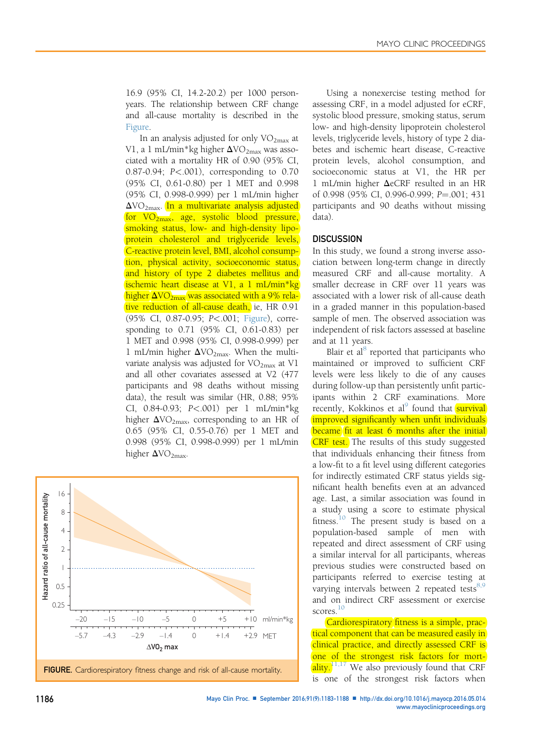16.9 (95% CI, 14.2-20.2) per 1000 person-years. The relationship between CRF change and all-cause mortality is described in the Figure.

In an analysis adjusted for only $VO_{2max}$ at V1, a 1 mL/min*kg higher $\Delta VO_{2max}$ was associated with a mortality HR of 0.90 (95% CI, 0.87-0.94; $P<.001$), corresponding to 0.70 (95% CI, 0.61-0.80) per 1 MET and 0.998 (95% CI, 0.998-0.999) per 1 mL/min higher $\Delta VO_{2max}$. In a multivariate analysis adjusted for $VO_{2max}$, age, systolic blood pressure, smoking status, low- and high-density lipoprotein cholesterol and triglyceride levels, C-reactive protein level, BMI, alcohol consumption, physical activity, socioeconomic status, and history of type 2 diabetes mellitus and ischemic heart disease at V1, a 1 mL/min*kg higher $\Delta VO_{2max}$ was associated with a 9% relative reduction of all-cause death, ie, HR 0.91 (95% CI, 0.87-0.95; $P<.001$; Figure), corresponding to 0.71 (95% CI, 0.61-0.83) per 1 MET and 0.998 (95% CI, 0.998-0.999) per 1 mL/min higher $\Delta VO_{2max}$. When the multivariate analysis was adjusted for $VO_{2max}$ at V1 and all other covariates assessed at V2 (477 participants and 98 deaths without missing data), the result was similar (HR, 0.88; 95% CI, 0.84-0.93; $P<.001$) per 1 mL/min*kg higher $\Delta VO_{2max}$, corresponding to an HR of 0.65 (95% CI, 0.55-0.76) per 1 MET and 0.998 (95% CI, 0.998-0.999) per 1 mL/min higher $\Delta VO_{2max}$.

**FIGURE.** Cardiorespiratory fitness change and risk of all-cause mortality.

Using a nonexercise testing method for assessing CRF, in a model adjusted for eCRF, systolic blood pressure, smoking status, serum low- and high-density lipoprotein cholesterol levels, triglyceride levels, history of type 2 diabetes and ischemic heart disease, C-reactive protein levels, alcohol consumption, and socioeconomic status at V1, the HR per 1 mL/min higher ΔeCRF resulted in an HR of 0.998 (95% CI, 0.996-0.999; $P=.001$; 431 participants and 90 deaths without missing data).

## DISCUSSION

In this study, we found a strong inverse association between long-term change in directly measured CRF and all-cause mortality. A smaller decrease in CRF over 11 years was associated with a lower risk of all-cause death in a graded manner in this population-based sample of men. The observed association was independent of risk factors assessed at baseline and at 11 years.

Blair et al[8] reported that participants who maintained or improved to sufficient CRF levels were less likely to die of any causes during follow-up than persistently unfit participants within 2 CRF examinations. More recently, Kokkinos et al[9] found that survival improved significantly when unfit individuals became fit at least 6 months after the initial CRF test. The results of this study suggested that individuals enhancing their fitness from a low-fit to a fit level using different categories for indirectly estimated CRF status yields significant health benefits even at an advanced age. Last, a similar association was found in a study using a score to estimate physical fitness.[10] The present study is based on a population-based sample of men with repeated and direct assessment of CRF using a similar interval for all participants, whereas previous studies were constructed based on participants referred to exercise testing at varying intervals between 2 repeated tests[8,9] and on indirect CRF assessment or exercise scores.[10]

Cardiorespiratory fitness is a simple, practical component that can be measured easily in clinical practice, and directly assessed CRF is one of the strongest risk factors for mortality.[11,17] We also previously found that CRF is one of the strongest risk factors when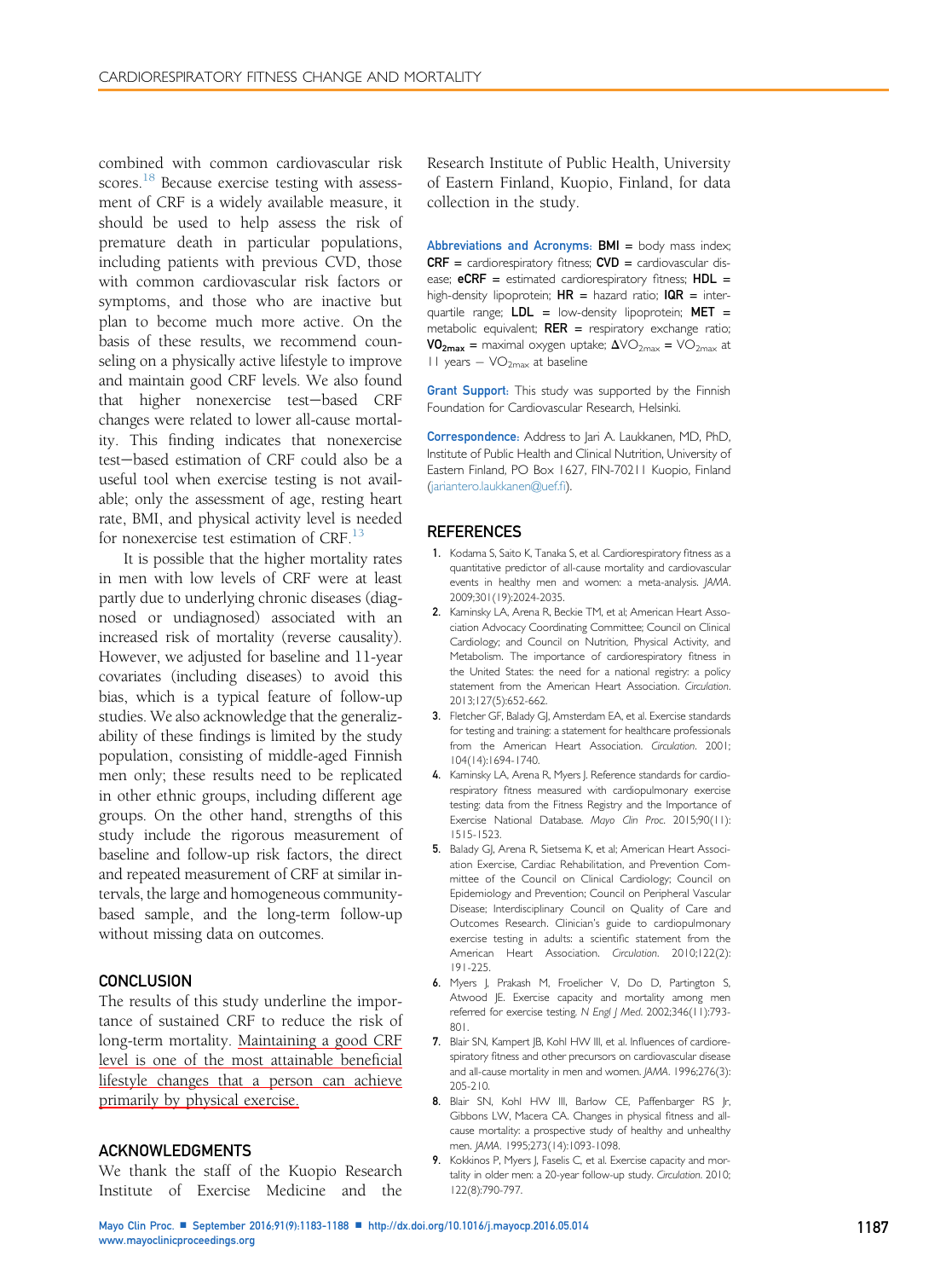combined with common cardiovascular risk scores.[18] Because exercise testing with assessment of CRF is a widely available measure, it should be used to help assess the risk of premature death in particular populations, including patients with previous CVD, those with common cardiovascular risk factors or symptoms, and those who are inactive but plan to become much more active. On the basis of these results, we recommend counseling on a physically active lifestyle to improve and maintain good CRF levels. We also found that higher nonexercise test−based CRF changes were related to lower all-cause mortality. This finding indicates that nonexercise test−based estimation of CRF could also be a useful tool when exercise testing is not available; only the assessment of age, resting heart rate, BMI, and physical activity level is needed for nonexercise test estimation of CRF.[13]

It is possible that the higher mortality rates in men with low levels of CRF were at least partly due to underlying chronic diseases (diagnosed or undiagnosed) associated with an increased risk of mortality (reverse causality). However, we adjusted for baseline and 11-year covariates (including diseases) to avoid this bias, which is a typical feature of follow-up studies. We also acknowledge that the generalizability of these findings is limited by the study population, consisting of middle-aged Finnish men only; these results need to be replicated in other ethnic groups, including different age groups. On the other hand, strengths of this study include the rigorous measurement of baseline and follow-up risk factors, the direct and repeated measurement of CRF at similar intervals, the large and homogeneous community-based sample, and the long-term follow-up without missing data on outcomes.

## CONCLUSION

The results of this study underline the importance of sustained CRF to reduce the risk of long-term mortality. Maintaining a good CRF level is one of the most attainable beneficial lifestyle changes that a person can achieve primarily by physical exercise.

## ACKNOWLEDGMENTS

We thank the staff of the Kuopio Research Institute of Exercise Medicine and the Research Institute of Public Health, University of Eastern Finland, Kuopio, Finland, for data collection in the study.

**Abbreviations and Acronyms:** **BMI** = body mass index; **CRF** = cardiorespiratory fitness; **CVD** = cardiovascular disease; **eCRF** = estimated cardiorespiratory fitness; **HDL** = high-density lipoprotein; **HR** = hazard ratio; **IQR** = interquartile range; **LDL** = low-density lipoprotein; **MET** = metabolic equivalent; **RER** = respiratory exchange ratio; **$VO_{2max}$** = maximal oxygen uptake; **$\Delta VO_{2max}$** = $VO_{2max}$ at 11 years − $VO_{2max}$ at baseline

**Grant Support:** This study was supported by the Finnish Foundation for Cardiovascular Research, Helsinki.

**Correspondence:** Address to Jari A. Laukkanen, MD, PhD, Institute of Public Health and Clinical Nutrition, University of Eastern Finland, PO Box 1627, FIN-70211 Kuopio, Finland (jariantero.laukkanen@uef.fi).

## REFERENCES

1. Kodama S, Saito K, Tanaka S, et al. Cardiorespiratory fitness as a quantitative predictor of all-cause mortality and cardiovascular events in healthy men and women: a meta-analysis. *JAMA*. 2009;301(19):2024-2035.
2. Kaminsky LA, Arena R, Beckie TM, et al; American Heart Association Advocacy Coordinating Committee; Council on Clinical Cardiology; and Council on Nutrition, Physical Activity, and Metabolism. The importance of cardiorespiratory fitness in the United States: the need for a national registry: a policy statement from the American Heart Association. *Circulation*. 2013;127(5):652-662.
3. Fletcher GF, Balady GJ, Amsterdam EA, et al. Exercise standards for testing and training: a statement for healthcare professionals from the American Heart Association. *Circulation*. 2001; 104(14):1694-1740.
4. Kaminsky LA, Arena R, Myers J. Reference standards for cardiorespiratory fitness measured with cardiopulmonary exercise testing: data from the Fitness Registry and the Importance of Exercise National Database. *Mayo Clin Proc*. 2015;90(11): 1515-1523.
5. Balady GJ, Arena R, Sietsema K, et al; American Heart Association Exercise, Cardiac Rehabilitation, and Prevention Committee of the Council on Clinical Cardiology; Council on Epidemiology and Prevention; Council on Peripheral Vascular Disease; Interdisciplinary Council on Quality of Care and Outcomes Research. Clinician's guide to cardiopulmonary exercise testing in adults: a scientific statement from the American Heart Association. *Circulation*. 2010;122(2): 191-225.
6. Myers J, Prakash M, Froelicher V, Do D, Partington S, Atwood JE. Exercise capacity and mortality among men referred for exercise testing. *N Engl J Med*. 2002;346(11):793-801.
7. Blair SN, Kampert JB, Kohl HW III, et al. Influences of cardiorespiratory fitness and other precursors on cardiovascular disease and all-cause mortality in men and women. *JAMA*. 1996;276(3): 205-210.
8. Blair SN, Kohl HW III, Barlow CE, Paffenbarger RS Jr, Gibbons LW, Macera CA. Changes in physical fitness and all-cause mortality: a prospective study of healthy and unhealthy men. *JAMA*. 1995;273(14):1093-1098.
9. Kokkinos P, Myers J, Faselis C, et al. Exercise capacity and mortality in older men: a 20-year follow-up study. *Circulation*. 2010; 122(8):790-797.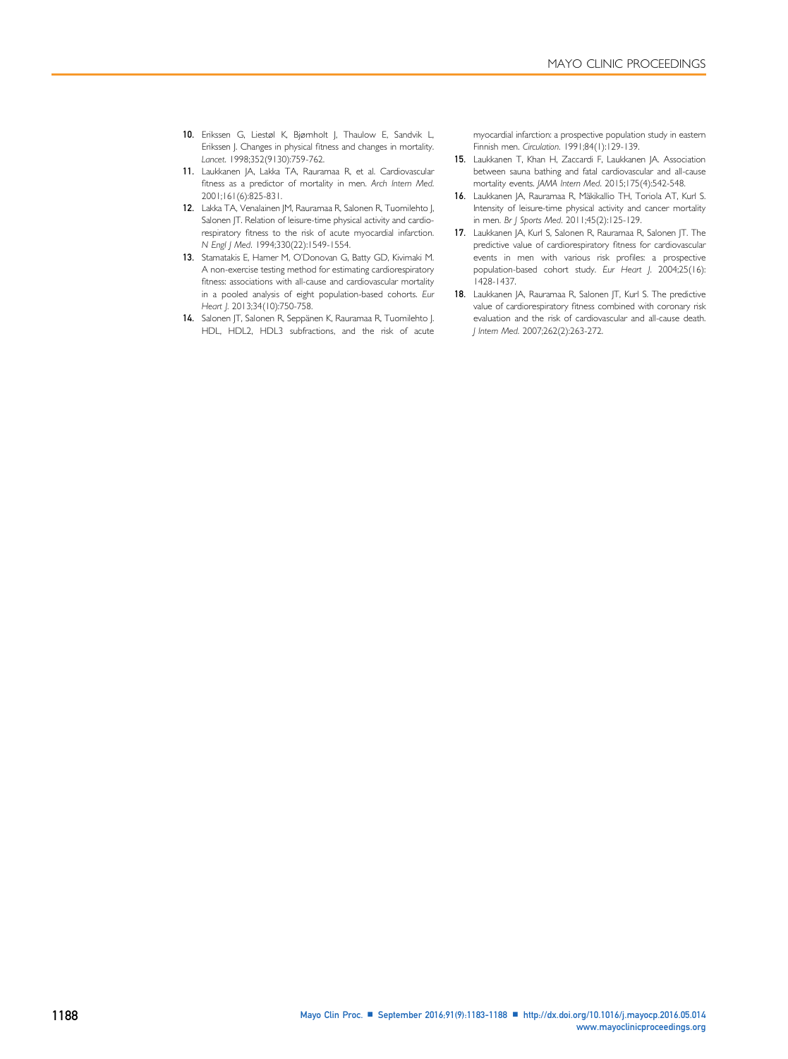10. Erikssen G, Liestøl K, Bjørnholt J, Thaulow E, Sandvik L, Erikssen J. Changes in physical fitness and changes in mortality. *Lancet*. 1998;352(9130):759-762.
11. Laukkanen JA, Lakka TA, Rauramaa R, et al. Cardiovascular fitness as a predictor of mortality in men. *Arch Intern Med*. 2001;161(6):825-831.
12. Lakka TA, Venalainen JM, Rauramaa R, Salonen R, Tuomilehto J, Salonen JT. Relation of leisure-time physical activity and cardiorespiratory fitness to the risk of acute myocardial infarction. *N Engl J Med*. 1994;330(22):1549-1554.
13. Stamatakis E, Hamer M, O'Donovan G, Batty GD, Kivimaki M. A non-exercise testing method for estimating cardiorespiratory fitness: associations with all-cause and cardiovascular mortality in a pooled analysis of eight population-based cohorts. *Eur Heart J*. 2013;34(10):750-758.
14. Salonen JT, Salonen R, Seppänen K, Rauramaa R, Tuomilehto J. HDL, HDL2, HDL3 subfractions, and the risk of acute myocardial infarction: a prospective population study in eastern Finnish men. *Circulation*. 1991;84(1):129-139.
15. Laukkanen T, Khan H, Zaccardi F, Laukkanen JA. Association between sauna bathing and fatal cardiovascular and all-cause mortality events. *JAMA Intern Med*. 2015;175(4):542-548.
16. Laukkanen JA, Rauramaa R, Mäkikallio TH, Toriola AT, Kurl S. Intensity of leisure-time physical activity and cancer mortality in men. *Br J Sports Med*. 2011;45(2):125-129.
17. Laukkanen JA, Kurl S, Salonen R, Rauramaa R, Salonen JT. The predictive value of cardiorespiratory fitness for cardiovascular events in men with various risk profiles: a prospective population-based cohort study. *Eur Heart J*. 2004;25(16):1428-1437.
18. Laukkanen JA, Rauramaa R, Salonen JT, Kurl S. The predictive value of cardiorespiratory fitness combined with coronary risk evaluation and the risk of cardiovascular and all-cause death. *J Intern Med*. 2007;262(2):263-272.